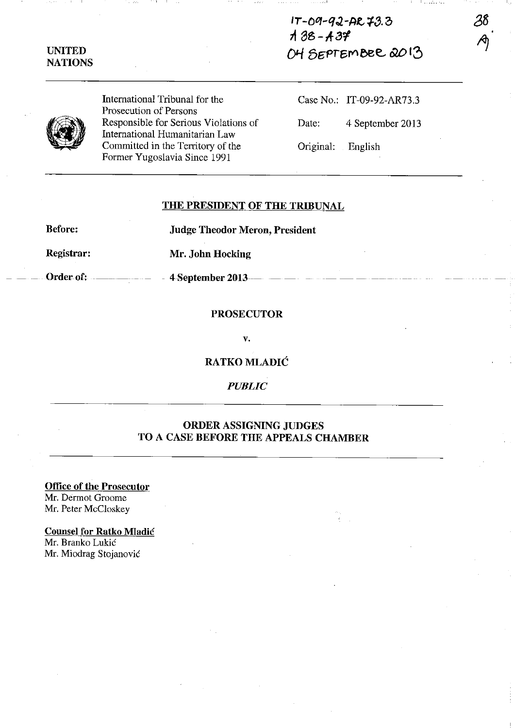IT-09-92-AR73.3
A 38 - A 37
04 SEPTEMBER 2013

38
A

UNITED NATIONS

International Tribunal for the Prosecution of Persons Responsible for Serious Violations of International Humanitarian Law Committed in the Territory of the Former Yugoslavia Since 1991

Case No.: IT-09-92-AR73.3

Date: 4 September 2013

Original: English

## THE PRESIDENT OF THE TRIBUNAL

**Before:** **Judge Theodor Meron, President**

**Registrar:** **Mr. John Hocking**

**Order of:** **4 September 2013**

**PROSECUTOR**

**v.**

**RATKO MLADIĆ**

***PUBLIC***

## ORDER ASSIGNING JUDGES TO A CASE BEFORE THE APPEALS CHAMBER

**Office of the Prosecutor**
Mr. Dermot Groome
Mr. Peter McCloskey

**Counsel for Ratko Mladić**
Mr. Branko Lukić
Mr. Miodrag Stojanović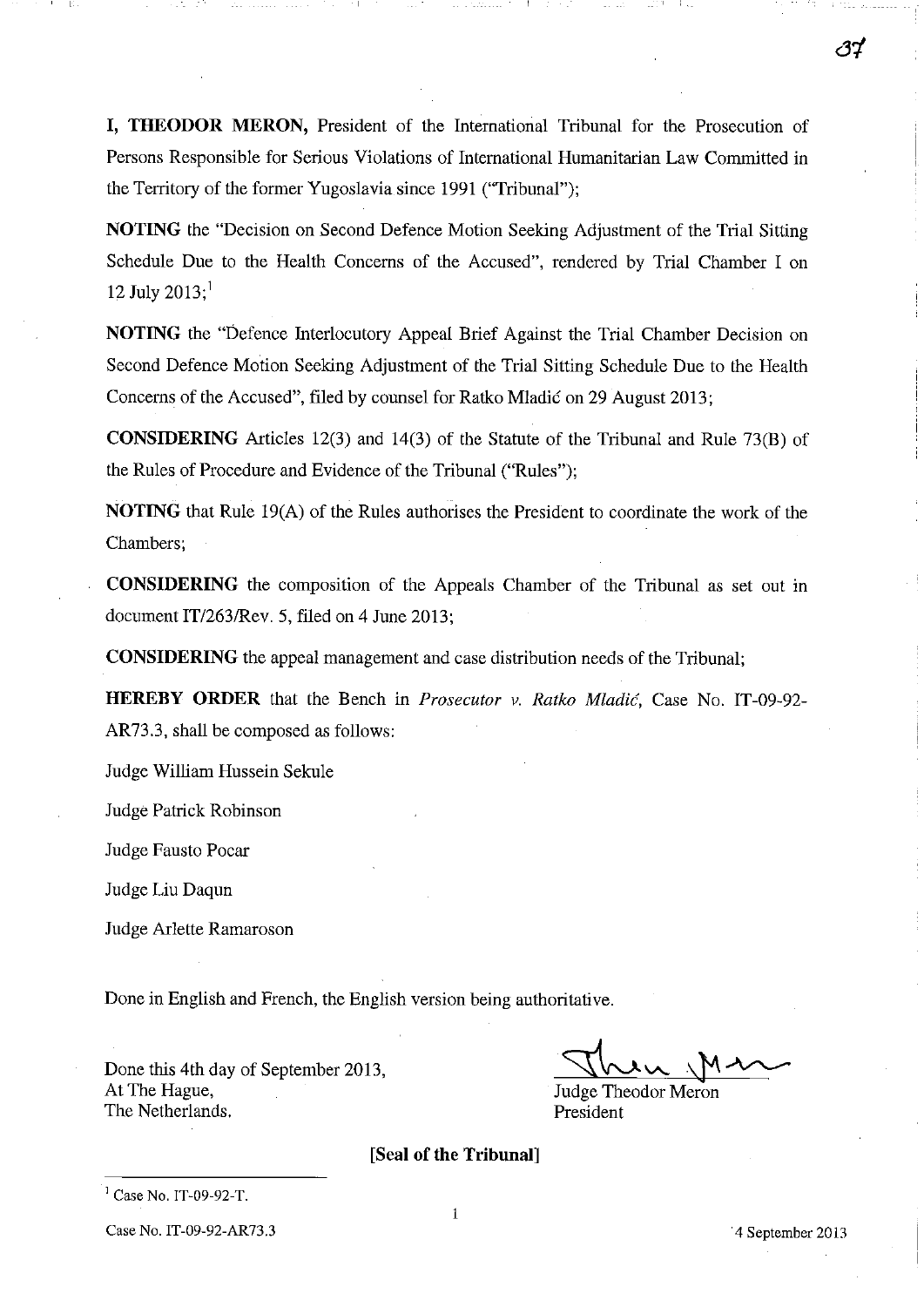**I, THEODOR MERON,** President of the International Tribunal for the Prosecution of Persons Responsible for Serious Violations of International Humanitarian Law Committed in the Territory of the former Yugoslavia since 1991 ("Tribunal");

**NOTING** the "Decision on Second Defence Motion Seeking Adjustment of the Trial Sitting Schedule Due to the Health Concerns of the Accused", rendered by Trial Chamber I on 12 July 2013;[1]

**NOTING** the "Defence Interlocutory Appeal Brief Against the Trial Chamber Decision on Second Defence Motion Seeking Adjustment of the Trial Sitting Schedule Due to the Health Concerns of the Accused", filed by counsel for Ratko Mladić on 29 August 2013;

**CONSIDERING** Articles 12(3) and 14(3) of the Statute of the Tribunal and Rule 73(B) of the Rules of Procedure and Evidence of the Tribunal ("Rules");

**NOTING** that Rule 19(A) of the Rules authorises the President to coordinate the work of the Chambers;

**CONSIDERING** the composition of the Appeals Chamber of the Tribunal as set out in document IT/263/Rev. 5, filed on 4 June 2013;

**CONSIDERING** the appeal management and case distribution needs of the Tribunal;

**HEREBY ORDER** that the Bench in *Prosecutor v. Ratko Mladić*, Case No. IT-09-92-AR73.3, shall be composed as follows:

Judge William Hussein Sekule

Judge Patrick Robinson

Judge Fausto Pocar

Judge Liu Daqun

Judge Arlette Ramaroson

Done in English and French, the English version being authoritative.

Done this 4th day of September 2013,
At The Hague,
The Netherlands.

Judge Theodor Meron
President

**[Seal of the Tribunal]**

---

[1] Case No. IT-09-92-T.